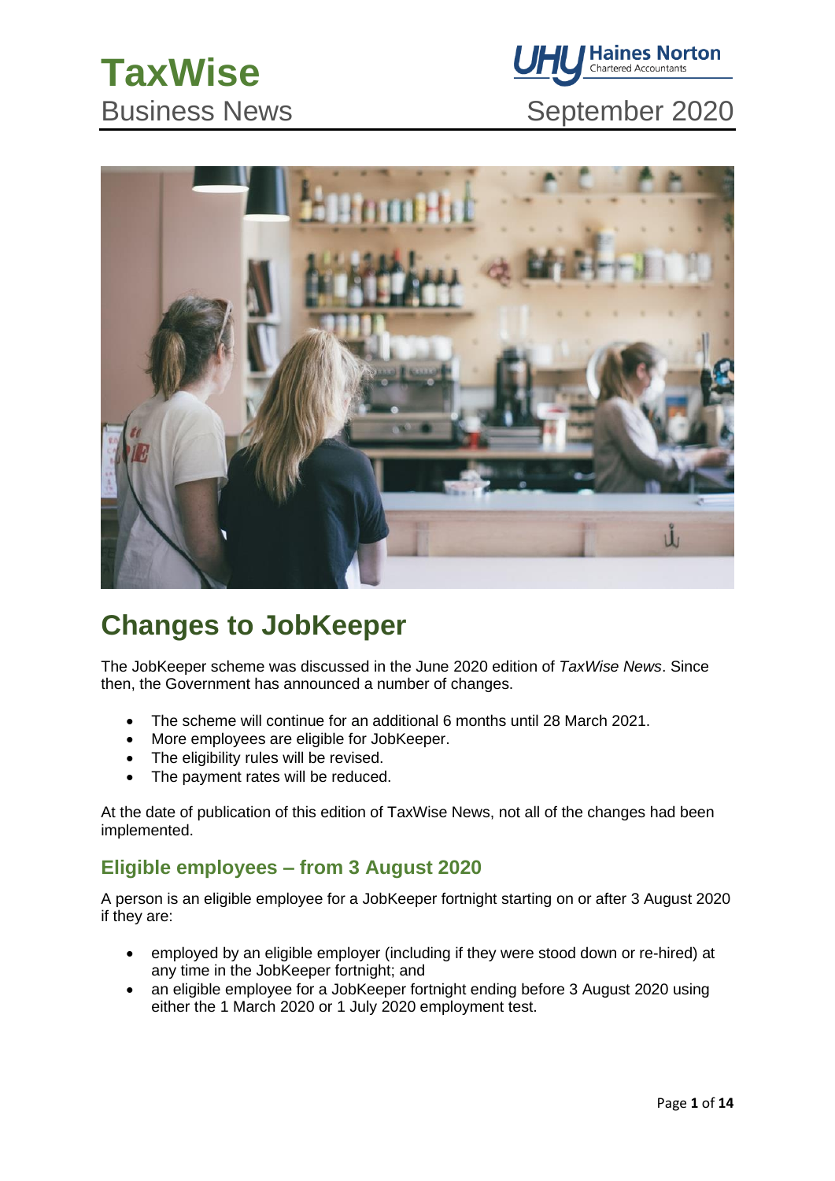# TaxWise
Business News

September 2020

## Changes to JobKeeper

The JobKeeper scheme was discussed in the June 2020 edition of *TaxWise News*. Since then, the Government has announced a number of changes.

- The scheme will continue for an additional 6 months until 28 March 2021.
- More employees are eligible for JobKeeper.
- The eligibility rules will be revised.
- The payment rates will be reduced.

At the date of publication of this edition of TaxWise News, not all of the changes had been implemented.

### Eligible employees – from 3 August 2020

A person is an eligible employee for a JobKeeper fortnight starting on or after 3 August 2020 if they are:

- employed by an eligible employer (including if they were stood down or re-hired) at any time in the JobKeeper fortnight; and
- an eligible employee for a JobKeeper fortnight ending before 3 August 2020 using either the 1 March 2020 or 1 July 2020 employment test.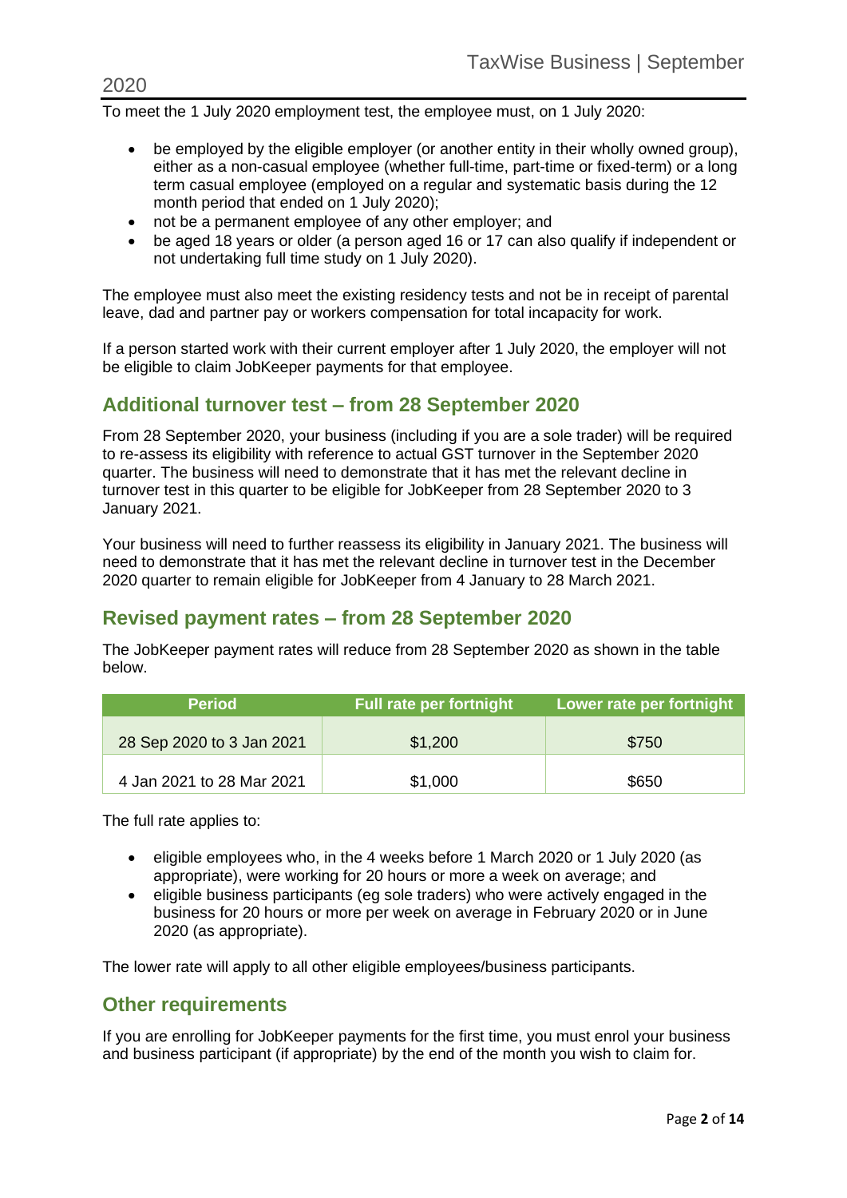To meet the 1 July 2020 employment test, the employee must, on 1 July 2020:

- be employed by the eligible employer (or another entity in their wholly owned group), either as a non-casual employee (whether full-time, part-time or fixed-term) or a long term casual employee (employed on a regular and systematic basis during the 12 month period that ended on 1 July 2020);
- not be a permanent employee of any other employer; and
- be aged 18 years or older (a person aged 16 or 17 can also qualify if independent or not undertaking full time study on 1 July 2020).

The employee must also meet the existing residency tests and not be in receipt of parental leave, dad and partner pay or workers compensation for total incapacity for work.

If a person started work with their current employer after 1 July 2020, the employer will not be eligible to claim JobKeeper payments for that employee.

## Additional turnover test – from 28 September 2020

From 28 September 2020, your business (including if you are a sole trader) will be required to re-assess its eligibility with reference to actual GST turnover in the September 2020 quarter. The business will need to demonstrate that it has met the relevant decline in turnover test in this quarter to be eligible for JobKeeper from 28 September 2020 to 3 January 2021.

Your business will need to further reassess its eligibility in January 2021. The business will need to demonstrate that it has met the relevant decline in turnover test in the December 2020 quarter to remain eligible for JobKeeper from 4 January to 28 March 2021.

## Revised payment rates – from 28 September 2020

The JobKeeper payment rates will reduce from 28 September 2020 as shown in the table below.

| Period | Full rate per fortnight | Lower rate per fortnight |
|---|---|---|
| 28 Sep 2020 to 3 Jan 2021 | $1,200 | $750 |
| 4 Jan 2021 to 28 Mar 2021 | $1,000 | $650 |

The full rate applies to:

- eligible employees who, in the 4 weeks before 1 March 2020 or 1 July 2020 (as appropriate), were working for 20 hours or more a week on average; and
- eligible business participants (eg sole traders) who were actively engaged in the business for 20 hours or more per week on average in February 2020 or in June 2020 (as appropriate).

The lower rate will apply to all other eligible employees/business participants.

## Other requirements

If you are enrolling for JobKeeper payments for the first time, you must enrol your business and business participant (if appropriate) by the end of the month you wish to claim for.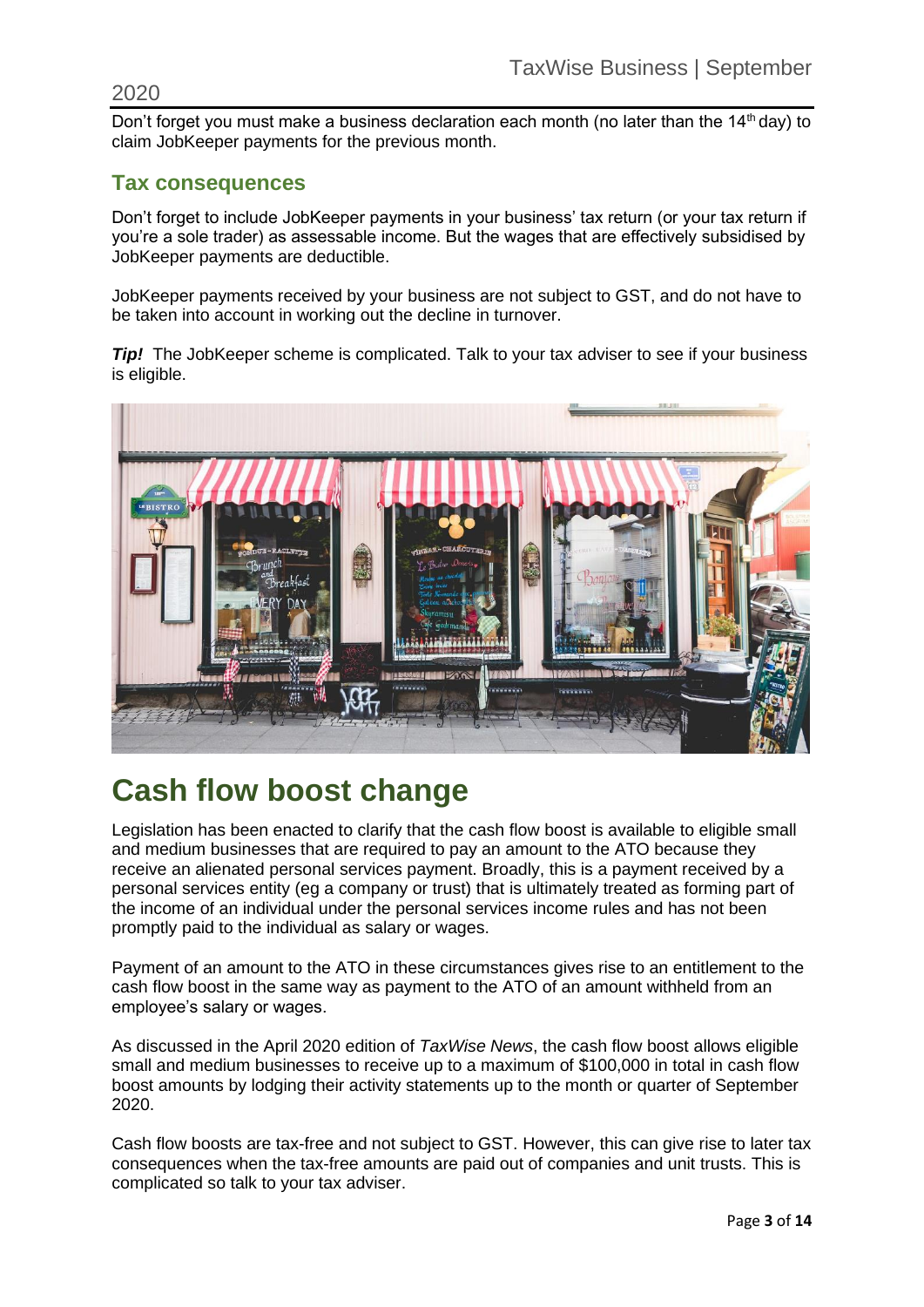Don't forget you must make a business declaration each month (no later than the 14th day) to claim JobKeeper payments for the previous month.

### Tax consequences

Don't forget to include JobKeeper payments in your business' tax return (or your tax return if you're a sole trader) as assessable income. But the wages that are effectively subsidised by JobKeeper payments are deductible.

JobKeeper payments received by your business are not subject to GST, and do not have to be taken into account in working out the decline in turnover.

***Tip!*** The JobKeeper scheme is complicated. Talk to your tax adviser to see if your business is eligible.

## Cash flow boost change

Legislation has been enacted to clarify that the cash flow boost is available to eligible small and medium businesses that are required to pay an amount to the ATO because they receive an alienated personal services payment. Broadly, this is a payment received by a personal services entity (eg a company or trust) that is ultimately treated as forming part of the income of an individual under the personal services income rules and has not been promptly paid to the individual as salary or wages.

Payment of an amount to the ATO in these circumstances gives rise to an entitlement to the cash flow boost in the same way as payment to the ATO of an amount withheld from an employee's salary or wages.

As discussed in the April 2020 edition of *TaxWise News*, the cash flow boost allows eligible small and medium businesses to receive up to a maximum of $100,000 in total in cash flow boost amounts by lodging their activity statements up to the month or quarter of September 2020.

Cash flow boosts are tax-free and not subject to GST. However, this can give rise to later tax consequences when the tax-free amounts are paid out of companies and unit trusts. This is complicated so talk to your tax adviser.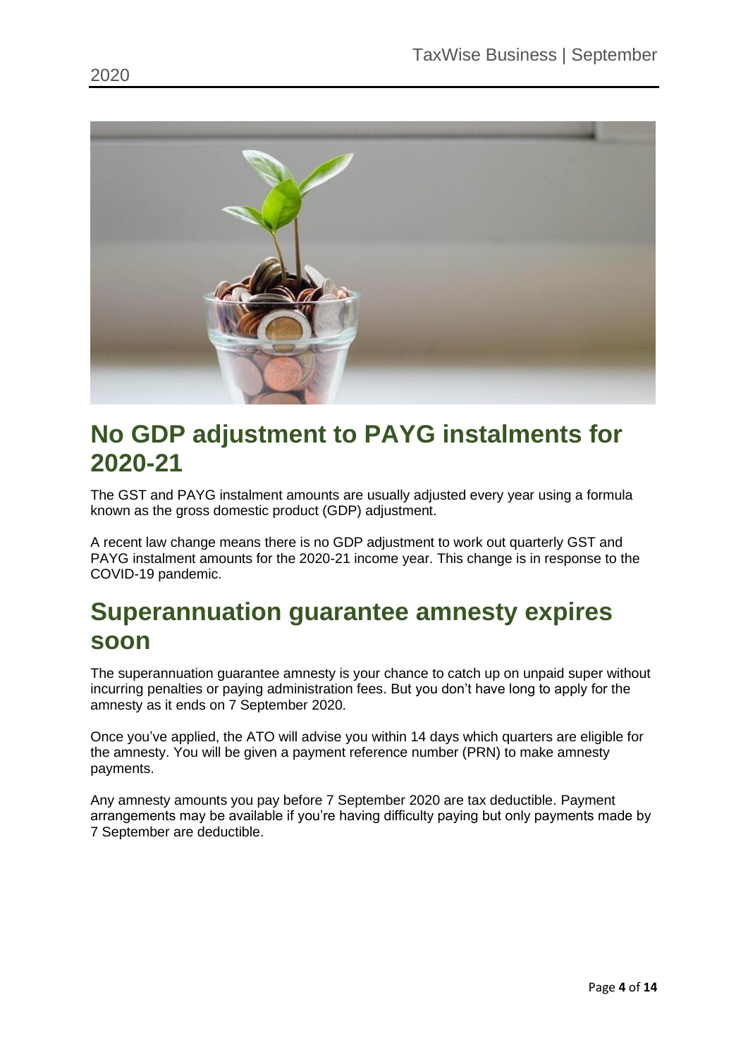## No GDP adjustment to PAYG instalments for 2020-21

The GST and PAYG instalment amounts are usually adjusted every year using a formula known as the gross domestic product (GDP) adjustment.

A recent law change means there is no GDP adjustment to work out quarterly GST and PAYG instalment amounts for the 2020-21 income year. This change is in response to the COVID-19 pandemic.

## Superannuation guarantee amnesty expires soon

The superannuation guarantee amnesty is your chance to catch up on unpaid super without incurring penalties or paying administration fees. But you don't have long to apply for the amnesty as it ends on 7 September 2020.

Once you've applied, the ATO will advise you within 14 days which quarters are eligible for the amnesty. You will be given a payment reference number (PRN) to make amnesty payments.

Any amnesty amounts you pay before 7 September 2020 are tax deductible. Payment arrangements may be available if you're having difficulty paying but only payments made by 7 September are deductible.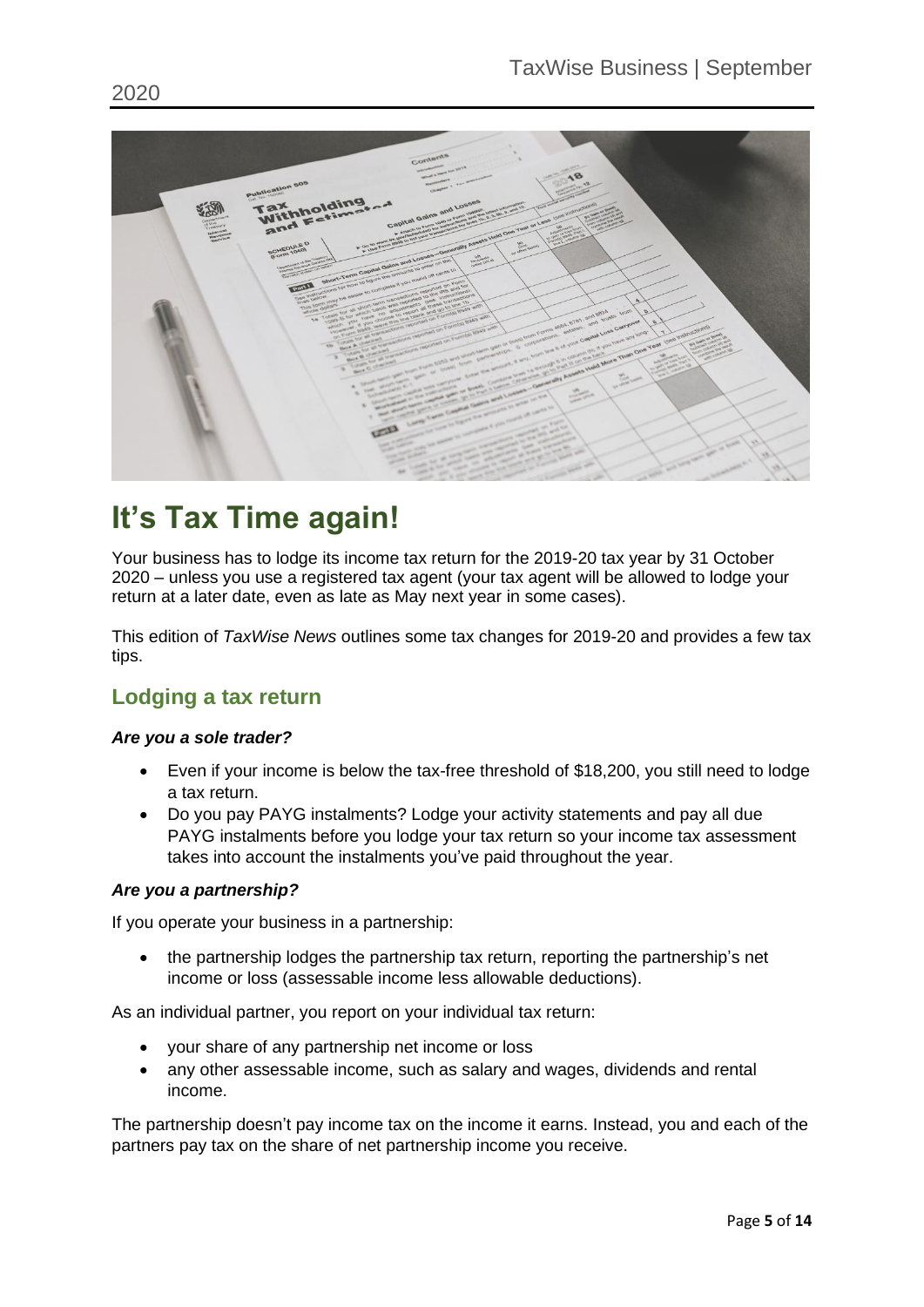# It's Tax Time again!

Your business has to lodge its income tax return for the 2019-20 tax year by 31 October 2020 – unless you use a registered tax agent (your tax agent will be allowed to lodge your return at a later date, even as late as May next year in some cases).

This edition of *TaxWise News* outlines some tax changes for 2019-20 and provides a few tax tips.

## Lodging a tax return

***Are you a sole trader?***

- Even if your income is below the tax-free threshold of $18,200, you still need to lodge a tax return.
- Do you pay PAYG instalments? Lodge your activity statements and pay all due PAYG instalments before you lodge your tax return so your income tax assessment takes into account the instalments you've paid throughout the year.

***Are you a partnership?***

If you operate your business in a partnership:

- the partnership lodges the partnership tax return, reporting the partnership's net income or loss (assessable income less allowable deductions).

As an individual partner, you report on your individual tax return:

- your share of any partnership net income or loss
- any other assessable income, such as salary and wages, dividends and rental income.

The partnership doesn't pay income tax on the income it earns. Instead, you and each of the partners pay tax on the share of net partnership income you receive.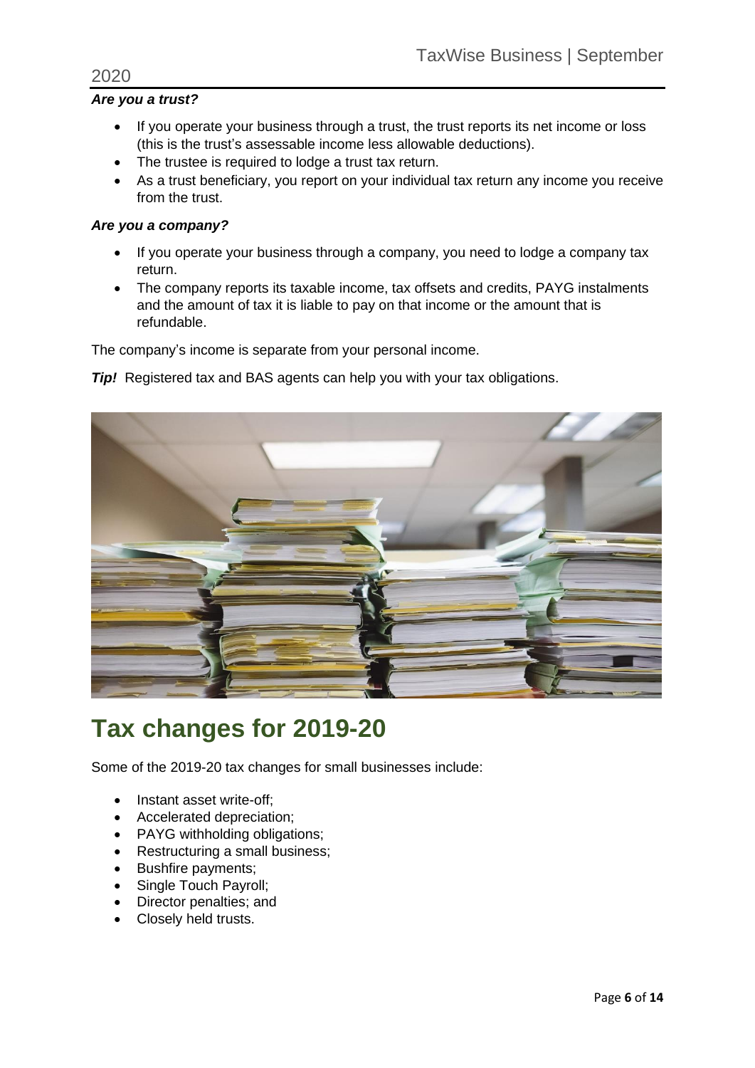***Are you a trust?***

- If you operate your business through a trust, the trust reports its net income or loss (this is the trust's assessable income less allowable deductions).
- The trustee is required to lodge a trust tax return.
- As a trust beneficiary, you report on your individual tax return any income you receive from the trust.

***Are you a company?***

- If you operate your business through a company, you need to lodge a company tax return.
- The company reports its taxable income, tax offsets and credits, PAYG instalments and the amount of tax it is liable to pay on that income or the amount that is refundable.

The company's income is separate from your personal income.

***Tip!*** Registered tax and BAS agents can help you with your tax obligations.

# Tax changes for 2019-20

Some of the 2019-20 tax changes for small businesses include:

- Instant asset write-off;
- Accelerated depreciation;
- PAYG withholding obligations;
- Restructuring a small business;
- Bushfire payments;
- Single Touch Payroll;
- Director penalties; and
- Closely held trusts.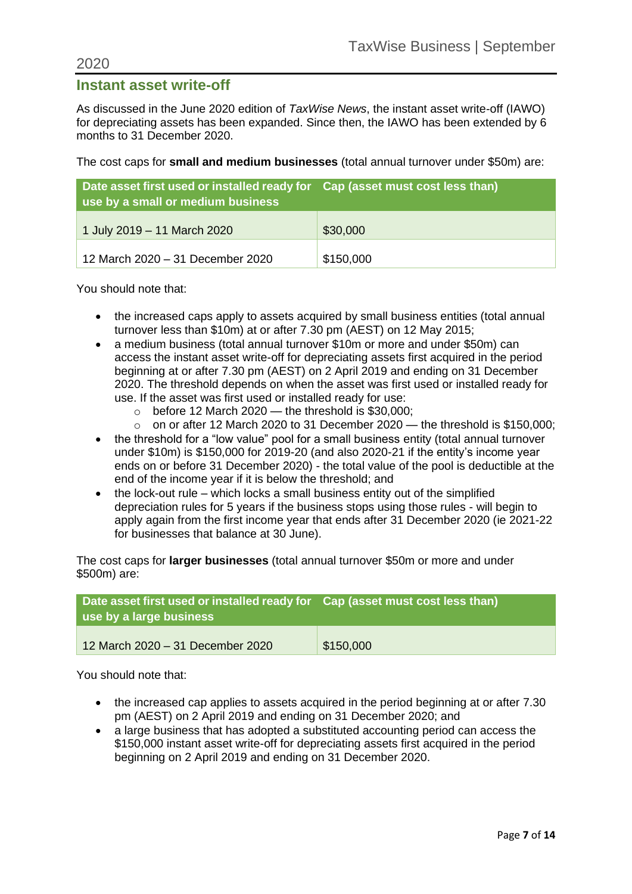## Instant asset write-off

As discussed in the June 2020 edition of *TaxWise News*, the instant asset write-off (IAWO) for depreciating assets has been expanded. Since then, the IAWO has been extended by 6 months to 31 December 2020.

The cost caps for **small and medium businesses** (total annual turnover under $50m) are:

| Date asset first used or installed ready for use by a small or medium business | Cap (asset must cost less than) |
|---|---|
| 1 July 2019 – 11 March 2020 | $30,000 |
| 12 March 2020 – 31 December 2020 | $150,000 |

You should note that:

- the increased caps apply to assets acquired by small business entities (total annual turnover less than $10m) at or after 7.30 pm (AEST) on 12 May 2015;
- a medium business (total annual turnover $10m or more and under $50m) can access the instant asset write-off for depreciating assets first acquired in the period beginning at or after 7.30 pm (AEST) on 2 April 2019 and ending on 31 December 2020. The threshold depends on when the asset was first used or installed ready for use. If the asset was first used or installed ready for use:
  - before 12 March 2020 — the threshold is $30,000;
  - on or after 12 March 2020 to 31 December 2020 — the threshold is $150,000;
- the threshold for a "low value" pool for a small business entity (total annual turnover under $10m) is $150,000 for 2019-20 (and also 2020-21 if the entity's income year ends on or before 31 December 2020) - the total value of the pool is deductible at the end of the income year if it is below the threshold; and
- the lock-out rule – which locks a small business entity out of the simplified depreciation rules for 5 years if the business stops using those rules - will begin to apply again from the first income year that ends after 31 December 2020 (ie 2021-22 for businesses that balance at 30 June).

The cost caps for **larger businesses** (total annual turnover $50m or more and under $500m) are:

| Date asset first used or installed ready for use by a large business | Cap (asset must cost less than) |
|---|---|
| 12 March 2020 – 31 December 2020 | $150,000 |

You should note that:

- the increased cap applies to assets acquired in the period beginning at or after 7.30 pm (AEST) on 2 April 2019 and ending on 31 December 2020; and
- a large business that has adopted a substituted accounting period can access the $150,000 instant asset write-off for depreciating assets first acquired in the period beginning on 2 April 2019 and ending on 31 December 2020.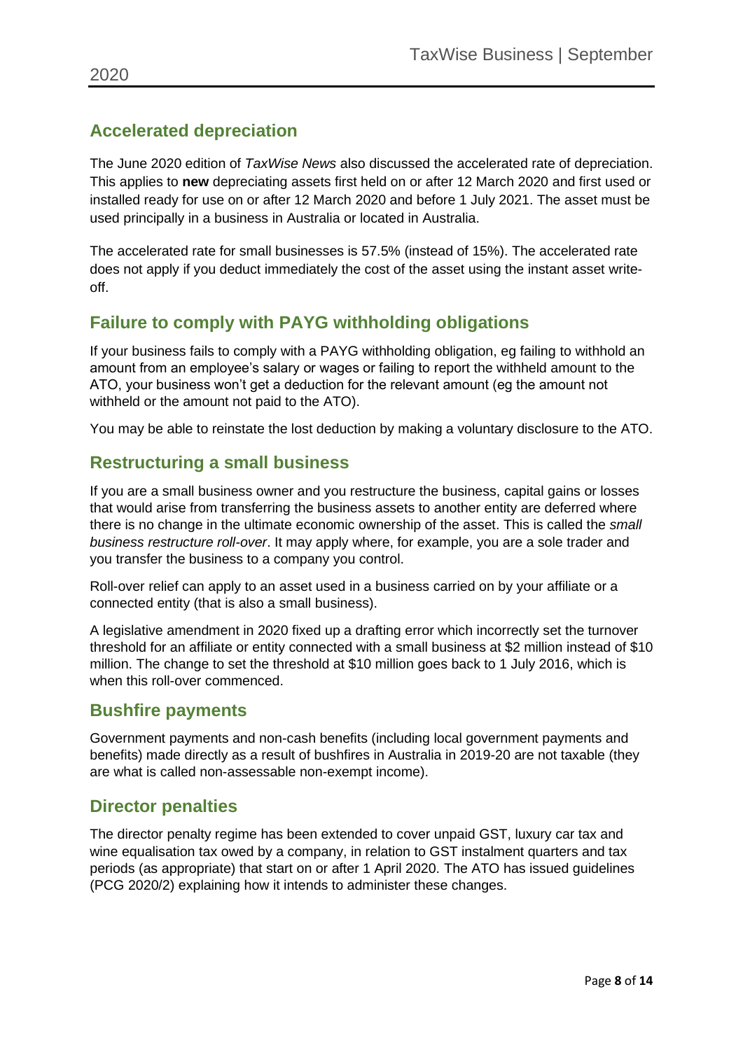## Accelerated depreciation

The June 2020 edition of *TaxWise News* also discussed the accelerated rate of depreciation. This applies to **new** depreciating assets first held on or after 12 March 2020 and first used or installed ready for use on or after 12 March 2020 and before 1 July 2021. The asset must be used principally in a business in Australia or located in Australia.

The accelerated rate for small businesses is 57.5% (instead of 15%). The accelerated rate does not apply if you deduct immediately the cost of the asset using the instant asset write-off.

## Failure to comply with PAYG withholding obligations

If your business fails to comply with a PAYG withholding obligation, eg failing to withhold an amount from an employee's salary or wages or failing to report the withheld amount to the ATO, your business won't get a deduction for the relevant amount (eg the amount not withheld or the amount not paid to the ATO).

You may be able to reinstate the lost deduction by making a voluntary disclosure to the ATO.

## Restructuring a small business

If you are a small business owner and you restructure the business, capital gains or losses that would arise from transferring the business assets to another entity are deferred where there is no change in the ultimate economic ownership of the asset. This is called the *small business restructure roll-over*. It may apply where, for example, you are a sole trader and you transfer the business to a company you control.

Roll-over relief can apply to an asset used in a business carried on by your affiliate or a connected entity (that is also a small business).

A legislative amendment in 2020 fixed up a drafting error which incorrectly set the turnover threshold for an affiliate or entity connected with a small business at $2 million instead of $10 million. The change to set the threshold at $10 million goes back to 1 July 2016, which is when this roll-over commenced.

## Bushfire payments

Government payments and non-cash benefits (including local government payments and benefits) made directly as a result of bushfires in Australia in 2019-20 are not taxable (they are what is called non-assessable non-exempt income).

## Director penalties

The director penalty regime has been extended to cover unpaid GST, luxury car tax and wine equalisation tax owed by a company, in relation to GST instalment quarters and tax periods (as appropriate) that start on or after 1 April 2020. The ATO has issued guidelines (PCG 2020/2) explaining how it intends to administer these changes.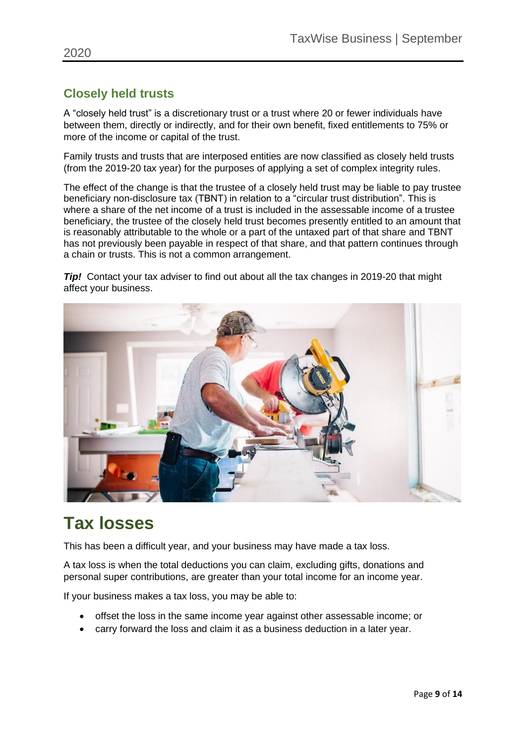## Closely held trusts

A "closely held trust" is a discretionary trust or a trust where 20 or fewer individuals have between them, directly or indirectly, and for their own benefit, fixed entitlements to 75% or more of the income or capital of the trust.

Family trusts and trusts that are interposed entities are now classified as closely held trusts (from the 2019-20 tax year) for the purposes of applying a set of complex integrity rules.

The effect of the change is that the trustee of a closely held trust may be liable to pay trustee beneficiary non-disclosure tax (TBNT) in relation to a "circular trust distribution". This is where a share of the net income of a trust is included in the assessable income of a trustee beneficiary, the trustee of the closely held trust becomes presently entitled to an amount that is reasonably attributable to the whole or a part of the untaxed part of that share and TBNT has not previously been payable in respect of that share, and that pattern continues through a chain or trusts. This is not a common arrangement.

***Tip!*** Contact your tax adviser to find out about all the tax changes in 2019-20 that might affect your business.

# Tax losses

This has been a difficult year, and your business may have made a tax loss.

A tax loss is when the total deductions you can claim, excluding gifts, donations and personal super contributions, are greater than your total income for an income year.

If your business makes a tax loss, you may be able to:

- offset the loss in the same income year against other assessable income; or
- carry forward the loss and claim it as a business deduction in a later year.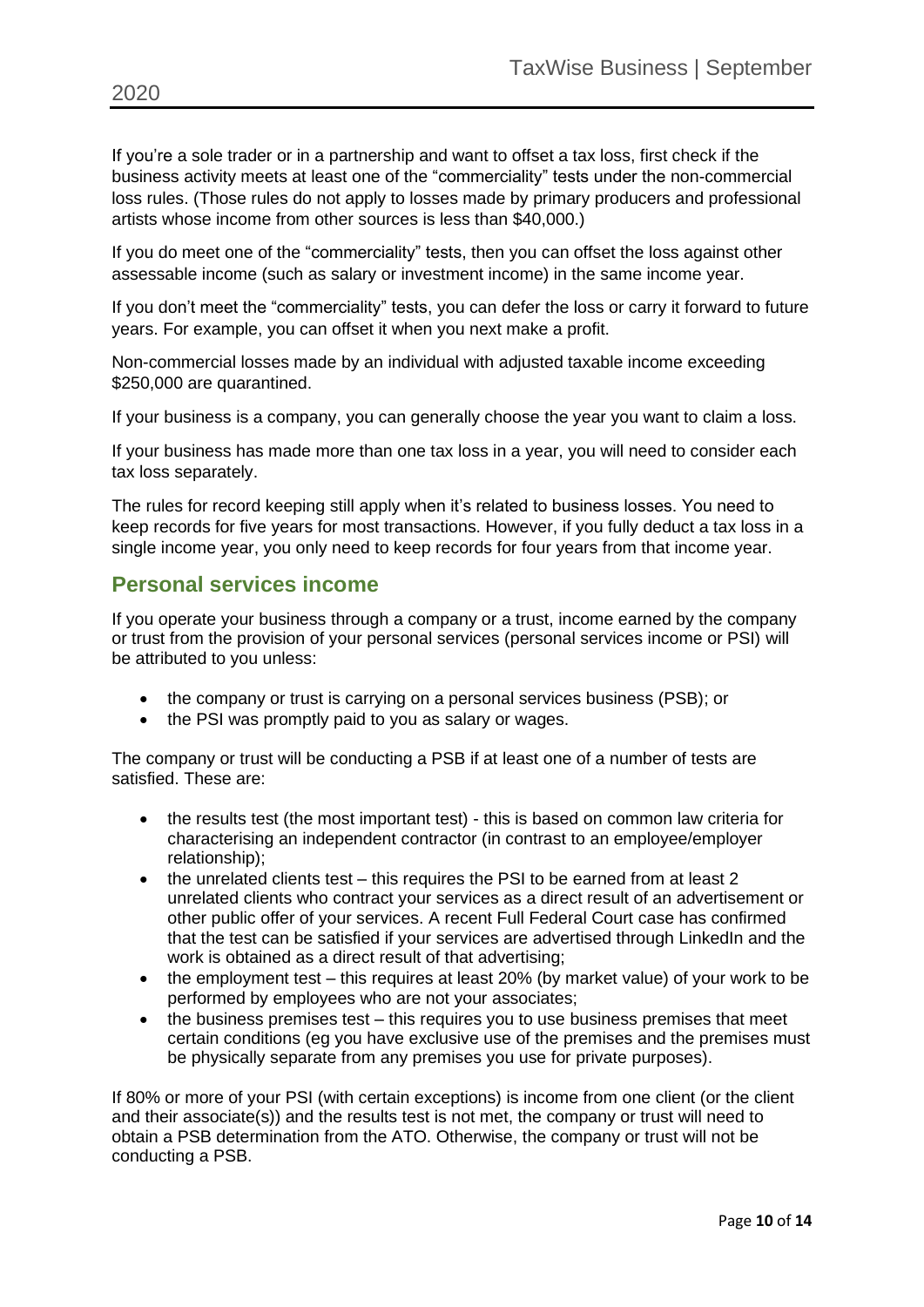If you're a sole trader or in a partnership and want to offset a tax loss, first check if the business activity meets at least one of the "commerciality" tests under the non-commercial loss rules. (Those rules do not apply to losses made by primary producers and professional artists whose income from other sources is less than $40,000.)

If you do meet one of the "commerciality" tests, then you can offset the loss against other assessable income (such as salary or investment income) in the same income year.

If you don't meet the "commerciality" tests, you can defer the loss or carry it forward to future years. For example, you can offset it when you next make a profit.

Non-commercial losses made by an individual with adjusted taxable income exceeding $250,000 are quarantined.

If your business is a company, you can generally choose the year you want to claim a loss.

If your business has made more than one tax loss in a year, you will need to consider each tax loss separately.

The rules for record keeping still apply when it's related to business losses. You need to keep records for five years for most transactions. However, if you fully deduct a tax loss in a single income year, you only need to keep records for four years from that income year.

## Personal services income

If you operate your business through a company or a trust, income earned by the company or trust from the provision of your personal services (personal services income or PSI) will be attributed to you unless:

- the company or trust is carrying on a personal services business (PSB); or
- the PSI was promptly paid to you as salary or wages.

The company or trust will be conducting a PSB if at least one of a number of tests are satisfied. These are:

- the results test (the most important test) - this is based on common law criteria for characterising an independent contractor (in contrast to an employee/employer relationship);
- the unrelated clients test – this requires the PSI to be earned from at least 2 unrelated clients who contract your services as a direct result of an advertisement or other public offer of your services. A recent Full Federal Court case has confirmed that the test can be satisfied if your services are advertised through LinkedIn and the work is obtained as a direct result of that advertising;
- the employment test – this requires at least 20% (by market value) of your work to be performed by employees who are not your associates;
- the business premises test – this requires you to use business premises that meet certain conditions (eg you have exclusive use of the premises and the premises must be physically separate from any premises you use for private purposes).

If 80% or more of your PSI (with certain exceptions) is income from one client (or the client and their associate(s)) and the results test is not met, the company or trust will need to obtain a PSB determination from the ATO. Otherwise, the company or trust will not be conducting a PSB.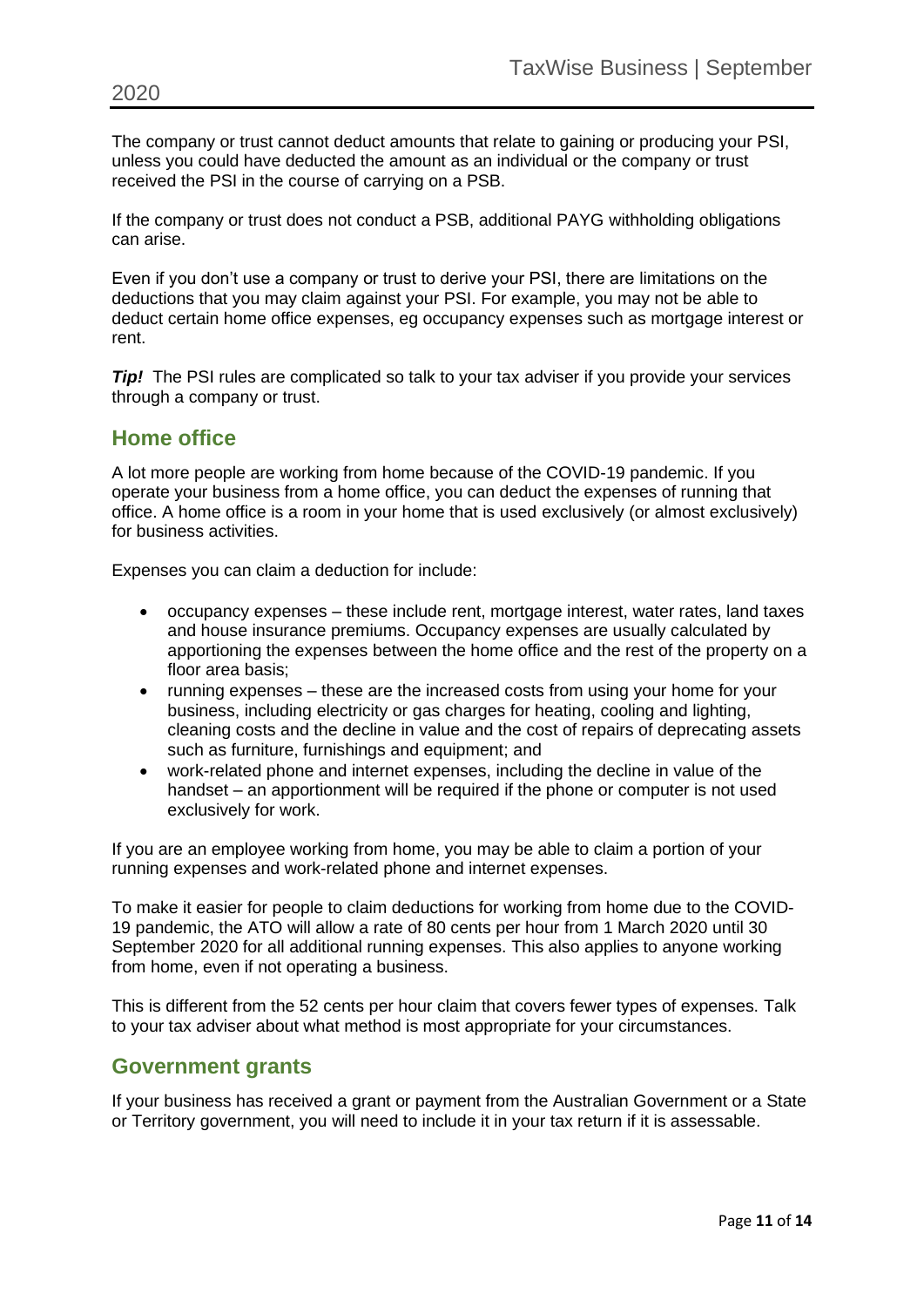The company or trust cannot deduct amounts that relate to gaining or producing your PSI, unless you could have deducted the amount as an individual or the company or trust received the PSI in the course of carrying on a PSB.

If the company or trust does not conduct a PSB, additional PAYG withholding obligations can arise.

Even if you don't use a company or trust to derive your PSI, there are limitations on the deductions that you may claim against your PSI. For example, you may not be able to deduct certain home office expenses, eg occupancy expenses such as mortgage interest or rent.

***Tip!*** The PSI rules are complicated so talk to your tax adviser if you provide your services through a company or trust.

## Home office

A lot more people are working from home because of the COVID-19 pandemic. If you operate your business from a home office, you can deduct the expenses of running that office. A home office is a room in your home that is used exclusively (or almost exclusively) for business activities.

Expenses you can claim a deduction for include:

- occupancy expenses – these include rent, mortgage interest, water rates, land taxes and house insurance premiums. Occupancy expenses are usually calculated by apportioning the expenses between the home office and the rest of the property on a floor area basis;
- running expenses – these are the increased costs from using your home for your business, including electricity or gas charges for heating, cooling and lighting, cleaning costs and the decline in value and the cost of repairs of deprecating assets such as furniture, furnishings and equipment; and
- work-related phone and internet expenses, including the decline in value of the handset – an apportionment will be required if the phone or computer is not used exclusively for work.

If you are an employee working from home, you may be able to claim a portion of your running expenses and work-related phone and internet expenses.

To make it easier for people to claim deductions for working from home due to the COVID-19 pandemic, the ATO will allow a rate of 80 cents per hour from 1 March 2020 until 30 September 2020 for all additional running expenses. This also applies to anyone working from home, even if not operating a business.

This is different from the 52 cents per hour claim that covers fewer types of expenses. Talk to your tax adviser about what method is most appropriate for your circumstances.

## Government grants

If your business has received a grant or payment from the Australian Government or a State or Territory government, you will need to include it in your tax return if it is assessable.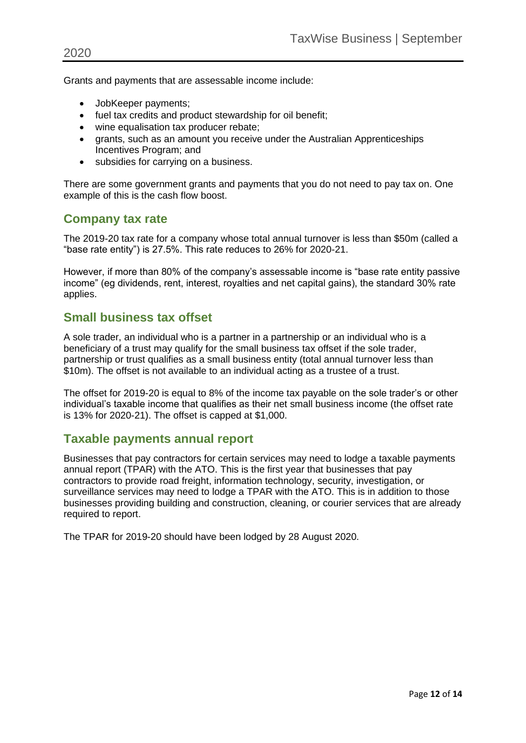Grants and payments that are assessable income include:

- JobKeeper payments;
- fuel tax credits and product stewardship for oil benefit;
- wine equalisation tax producer rebate;
- grants, such as an amount you receive under the Australian Apprenticeships Incentives Program; and
- subsidies for carrying on a business.

There are some government grants and payments that you do not need to pay tax on. One example of this is the cash flow boost.

## Company tax rate

The 2019-20 tax rate for a company whose total annual turnover is less than $50m (called a "base rate entity") is 27.5%. This rate reduces to 26% for 2020-21.

However, if more than 80% of the company's assessable income is "base rate entity passive income" (eg dividends, rent, interest, royalties and net capital gains), the standard 30% rate applies.

## Small business tax offset

A sole trader, an individual who is a partner in a partnership or an individual who is a beneficiary of a trust may qualify for the small business tax offset if the sole trader, partnership or trust qualifies as a small business entity (total annual turnover less than $10m). The offset is not available to an individual acting as a trustee of a trust.

The offset for 2019-20 is equal to 8% of the income tax payable on the sole trader's or other individual's taxable income that qualifies as their net small business income (the offset rate is 13% for 2020-21). The offset is capped at $1,000.

## Taxable payments annual report

Businesses that pay contractors for certain services may need to lodge a taxable payments annual report (TPAR) with the ATO. This is the first year that businesses that pay contractors to provide road freight, information technology, security, investigation, or surveillance services may need to lodge a TPAR with the ATO. This is in addition to those businesses providing building and construction, cleaning, or courier services that are already required to report.

The TPAR for 2019-20 should have been lodged by 28 August 2020.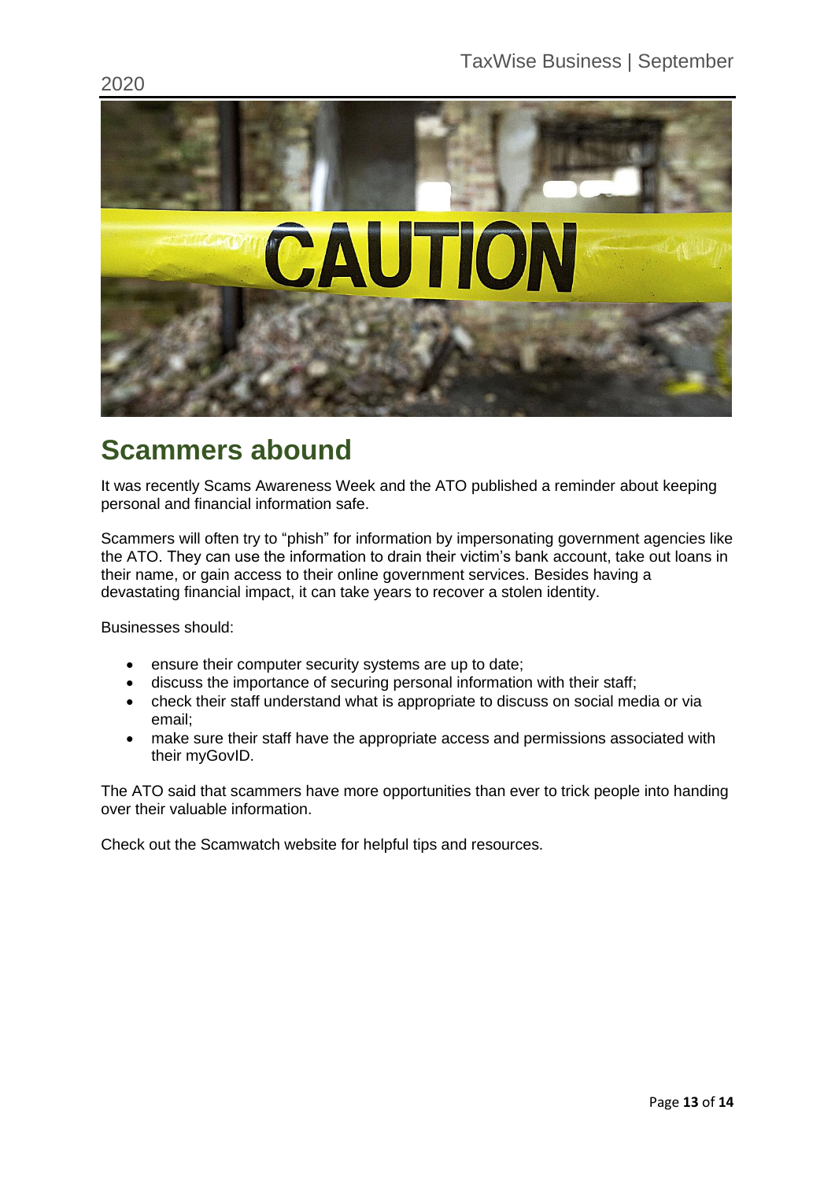# Scammers abound

It was recently Scams Awareness Week and the ATO published a reminder about keeping personal and financial information safe.

Scammers will often try to "phish" for information by impersonating government agencies like the ATO. They can use the information to drain their victim's bank account, take out loans in their name, or gain access to their online government services. Besides having a devastating financial impact, it can take years to recover a stolen identity.

Businesses should:

- ensure their computer security systems are up to date;
- discuss the importance of securing personal information with their staff;
- check their staff understand what is appropriate to discuss on social media or via email;
- make sure their staff have the appropriate access and permissions associated with their myGovID.

The ATO said that scammers have more opportunities than ever to trick people into handing over their valuable information.

Check out the Scamwatch website for helpful tips and resources.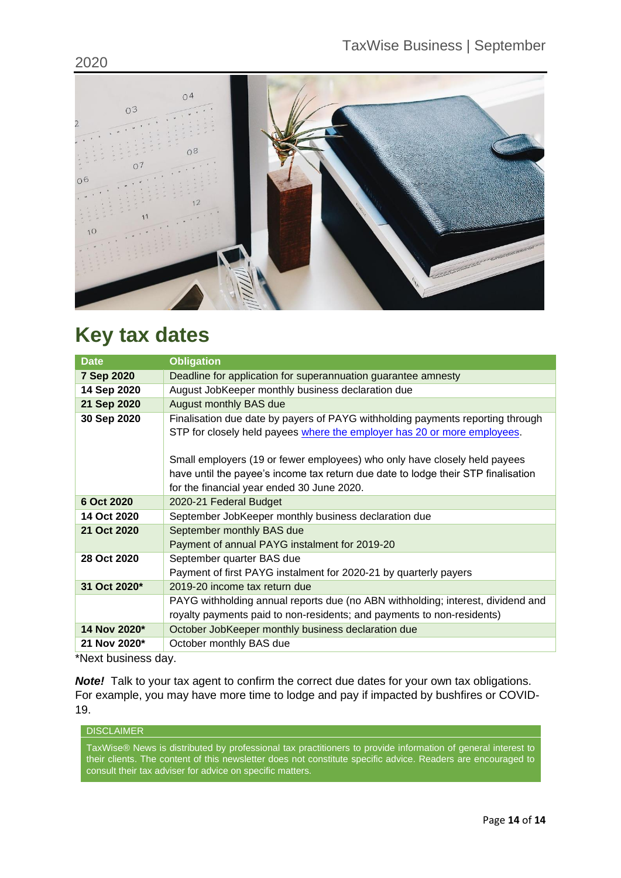# Key tax dates

| Date | Obligation |
| --- | --- |
| **7 Sep 2020** | Deadline for application for superannuation guarantee amnesty |
| **14 Sep 2020** | August JobKeeper monthly business declaration due |
| **21 Sep 2020** | August monthly BAS due |
| **30 Sep 2020** | Finalisation due date by payers of PAYG withholding payments reporting through STP for closely held payees where the employer has 20 or more employees.<br><br>Small employers (19 or fewer employees) who only have closely held payees have until the payee's income tax return due date to lodge their STP finalisation for the financial year ended 30 June 2020. |
| **6 Oct 2020** | 2020-21 Federal Budget |
| **14 Oct 2020** | September JobKeeper monthly business declaration due |
| **21 Oct 2020** | September monthly BAS due<br>Payment of annual PAYG instalment for 2019-20 |
| **28 Oct 2020** | September quarter BAS due<br>Payment of first PAYG instalment for 2020-21 by quarterly payers |
| **31 Oct 2020*** | 2019-20 income tax return due |
| | PAYG withholding annual reports due (no ABN withholding; interest, dividend and royalty payments paid to non-residents; and payments to non-residents) |
| **14 Nov 2020*** | October JobKeeper monthly business declaration due |
| **21 Nov 2020*** | October monthly BAS due |

*Next business day.

***Note!*** Talk to your tax agent to confirm the correct due dates for your own tax obligations. For example, you may have more time to lodge and pay if impacted by bushfires or COVID-19.

DISCLAIMER

TaxWise® News is distributed by professional tax practitioners to provide information of general interest to their clients. The content of this newsletter does not constitute specific advice. Readers are encouraged to consult their tax adviser for advice on specific matters.